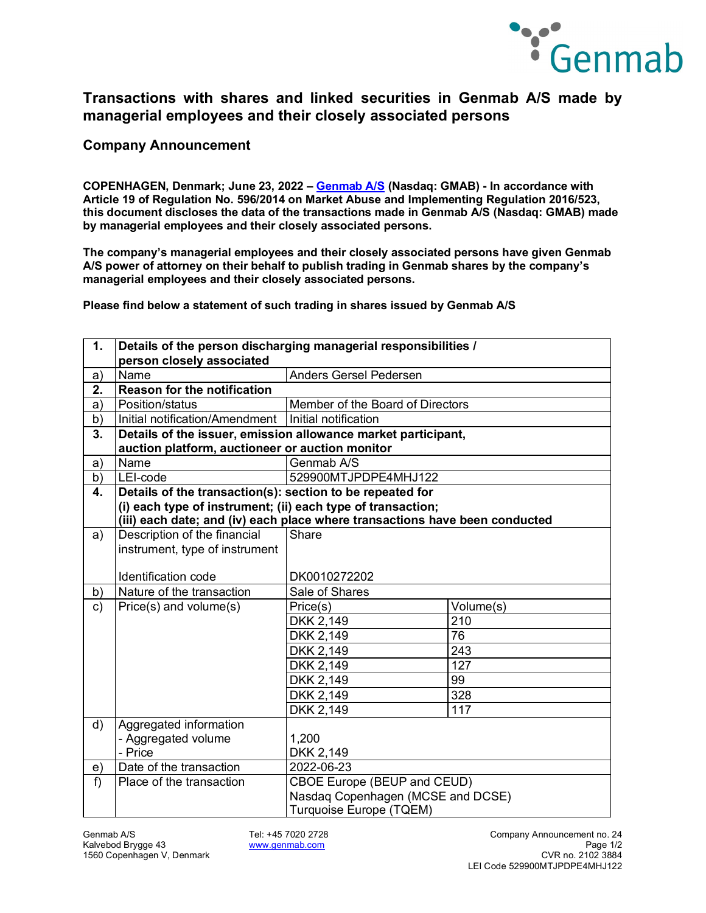# Transactions with shares and linked securities in Genmab A/S made by managerial employees and their closely associated persons

## Company Announcement

**COPENHAGEN, Denmark; June 23, 2022 – Genmab A/S (Nasdaq: GMAB) - In accordance with Article 19 of Regulation No. 596/2014 on Market Abuse and Implementing Regulation 2016/523, this document discloses the data of the transactions made in Genmab A/S (Nasdaq: GMAB) made by managerial employees and their closely associated persons.**

**The company's managerial employees and their closely associated persons have given Genmab A/S power of attorney on their behalf to publish trading in Genmab shares by the company's managerial employees and their closely associated persons.**

**Please find below a statement of such trading in shares issued by Genmab A/S**

| | | | |
|---|---|---|---|
| **1.** | **Details of the person discharging managerial responsibilities / person closely associated** | | |
| a) | Name | Anders Gersel Pedersen | |
| **2.** | **Reason for the notification** | | |
| a) | Position/status | Member of the Board of Directors | |
| b) | Initial notification/Amendment | Initial notification | |
| **3.** | **Details of the issuer, emission allowance market participant, auction platform, auctioneer or auction monitor** | | |
| a) | Name | Genmab A/S | |
| b) | LEI-code | 529900MTJPDPE4MHJ122 | |
| **4.** | **Details of the transaction(s): section to be repeated for (i) each type of instrument; (ii) each type of transaction; (iii) each date; and (iv) each place where transactions have been conducted** | | |
| a) | Description of the financial instrument, type of instrument<br><br>Identification code | Share<br><br>DK0010272202 | |
| b) | Nature of the transaction | Sale of Shares | |
| c) | Price(s) and volume(s) | Price(s) | Volume(s) |
| | | DKK 2,149 | 210 |
| | | DKK 2,149 | 76 |
| | | DKK 2,149 | 243 |
| | | DKK 2,149 | 127 |
| | | DKK 2,149 | 99 |
| | | DKK 2,149 | 328 |
| | | DKK 2,149 | 117 |
| d) | Aggregated information<br>- Aggregated volume<br>- Price | 1,200<br>DKK 2,149 | |
| e) | Date of the transaction | 2022-06-23 | |
| f) | Place of the transaction | CBOE Europe (BEUP and CEUD)<br>Nasdaq Copenhagen (MCSE and DCSE)<br>Turquoise Europe (TQEM) | |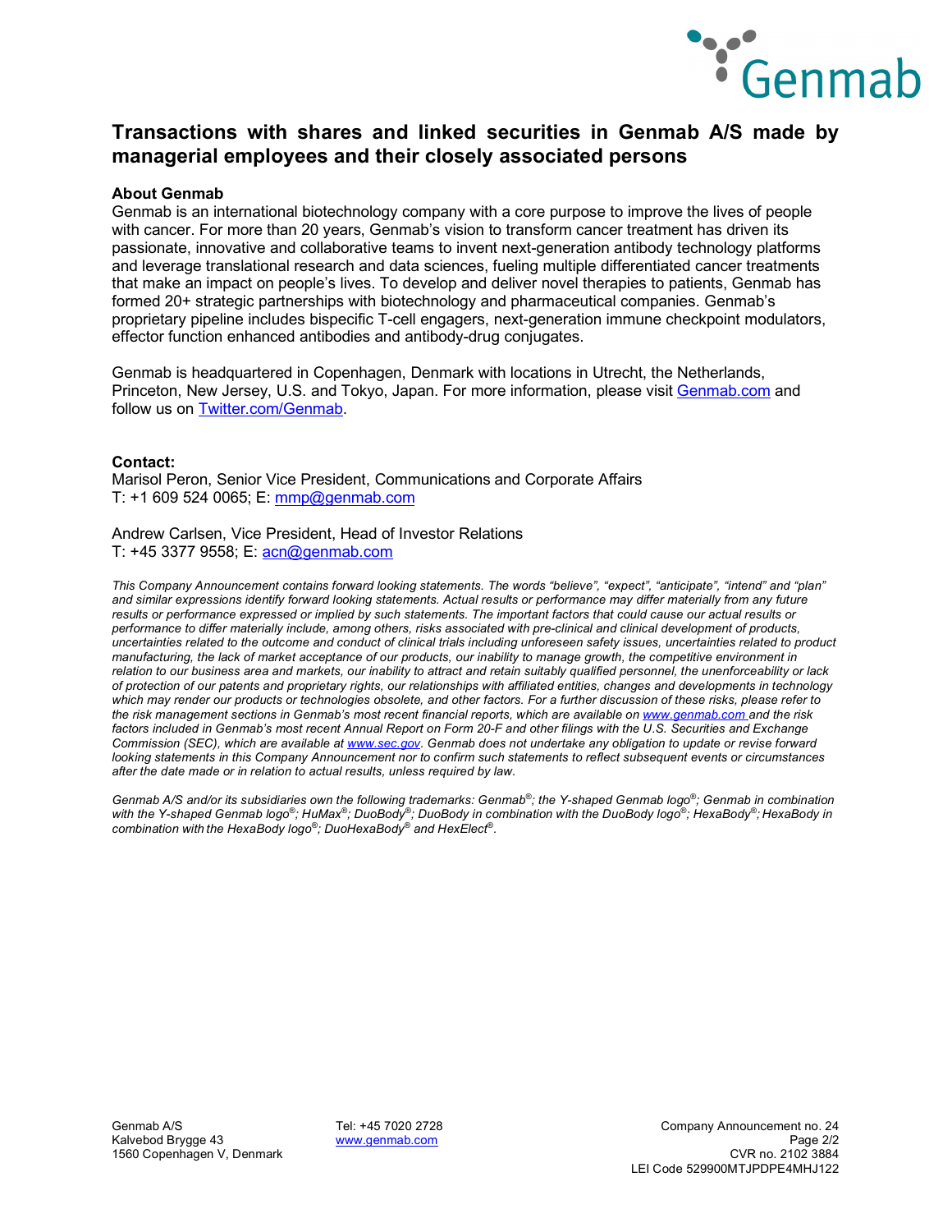## Transactions with shares and linked securities in Genmab A/S made by managerial employees and their closely associated persons

**About Genmab**
Genmab is an international biotechnology company with a core purpose to improve the lives of people with cancer. For more than 20 years, Genmab's vision to transform cancer treatment has driven its passionate, innovative and collaborative teams to invent next-generation antibody technology platforms and leverage translational research and data sciences, fueling multiple differentiated cancer treatments that make an impact on people's lives. To develop and deliver novel therapies to patients, Genmab has formed 20+ strategic partnerships with biotechnology and pharmaceutical companies. Genmab's proprietary pipeline includes bispecific T-cell engagers, next-generation immune checkpoint modulators, effector function enhanced antibodies and antibody-drug conjugates.

Genmab is headquartered in Copenhagen, Denmark with locations in Utrecht, the Netherlands, Princeton, New Jersey, U.S. and Tokyo, Japan. For more information, please visit Genmab.com and follow us on Twitter.com/Genmab.

**Contact:**
Marisol Peron, Senior Vice President, Communications and Corporate Affairs
T: +1 609 524 0065; E: mmp@genmab.com

Andrew Carlsen, Vice President, Head of Investor Relations
T: +45 3377 9558; E: acn@genmab.com

*This Company Announcement contains forward looking statements. The words "believe", "expect", "anticipate", "intend" and "plan" and similar expressions identify forward looking statements. Actual results or performance may differ materially from any future results or performance expressed or implied by such statements. The important factors that could cause our actual results or performance to differ materially include, among others, risks associated with pre-clinical and clinical development of products, uncertainties related to the outcome and conduct of clinical trials including unforeseen safety issues, uncertainties related to product manufacturing, the lack of market acceptance of our products, our inability to manage growth, the competitive environment in relation to our business area and markets, our inability to attract and retain suitably qualified personnel, the unenforceability or lack of protection of our patents and proprietary rights, our relationships with affiliated entities, changes and developments in technology which may render our products or technologies obsolete, and other factors. For a further discussion of these risks, please refer to the risk management sections in Genmab's most recent financial reports, which are available on www.genmab.com and the risk factors included in Genmab's most recent Annual Report on Form 20-F and other filings with the U.S. Securities and Exchange Commission (SEC), which are available at www.sec.gov. Genmab does not undertake any obligation to update or revise forward looking statements in this Company Announcement nor to confirm such statements to reflect subsequent events or circumstances after the date made or in relation to actual results, unless required by law.*

*Genmab A/S and/or its subsidiaries own the following trademarks: Genmab®; the Y-shaped Genmab logo®; Genmab in combination with the Y-shaped Genmab logo®; HuMax®; DuoBody®; DuoBody in combination with the DuoBody logo®; HexaBody®; HexaBody in combination with the HexaBody logo®; DuoHexaBody® and HexElect®.*

Genmab A/S
Kalvebod Brygge 43
1560 Copenhagen V, Denmark

Tel: +45 7020 2728
www.genmab.com

Company Announcement no. 24
CVR no. 2102 3884
LEI Code 529900MTJPDPE4MHJ122